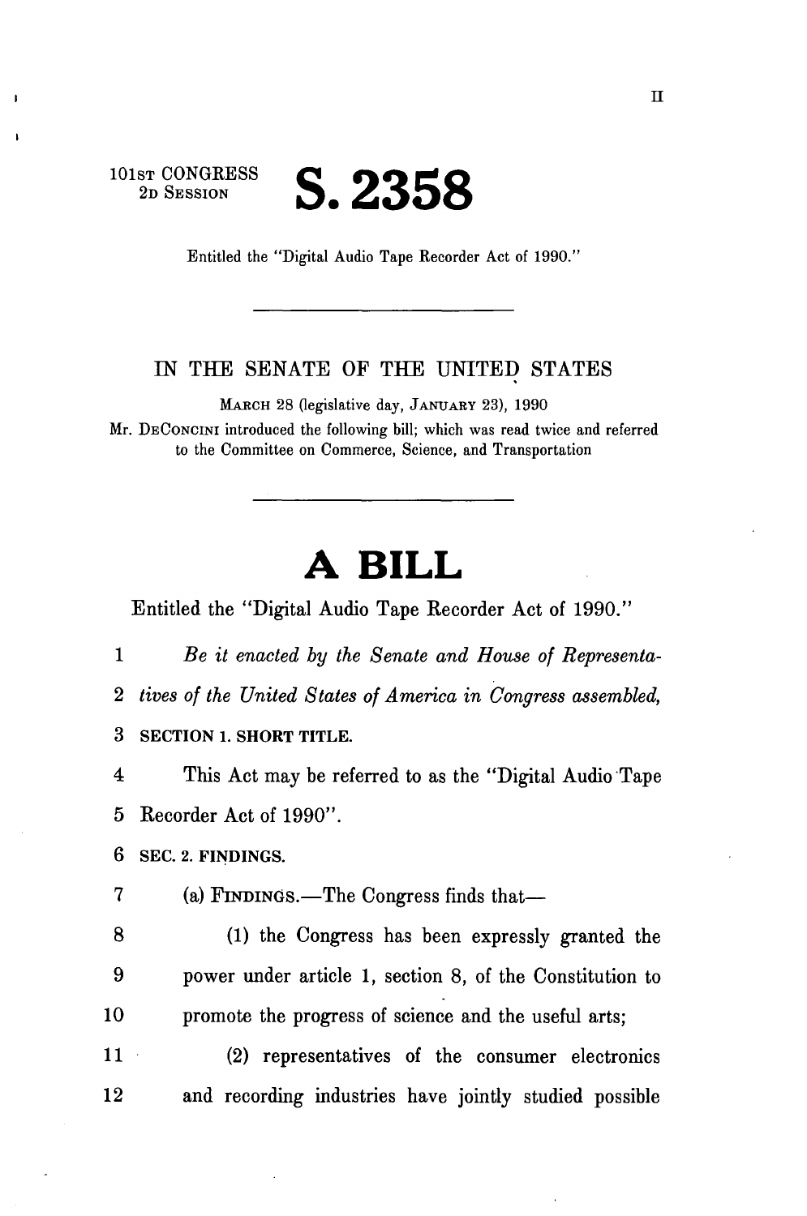101ST CONGRESS
2D SESSION

# S. 2358

Entitled the "Digital Audio Tape Recorder Act of 1990."

---

IN THE SENATE OF THE UNITED STATES

MARCH 28 (legislative day, JANUARY 23), 1990

Mr. DECONCINI introduced the following bill; which was read twice and referred to the Committee on Commerce, Science, and Transportation

---

# A BILL

Entitled the "Digital Audio Tape Recorder Act of 1990."

1 *Be it enacted by the Senate and House of Representa-*
2 *tives of the United States of America in Congress assembled,*

3 **SECTION 1. SHORT TITLE.**

4 This Act may be referred to as the "Digital Audio Tape
5 Recorder Act of 1990".

6 **SEC. 2. FINDINGS.**

7 (a) FINDINGS.—The Congress finds that—

8 (1) the Congress has been expressly granted the
9 power under article 1, section 8, of the Constitution to
10 promote the progress of science and the useful arts;

11 (2) representatives of the consumer electronics
12 and recording industries have jointly studied possible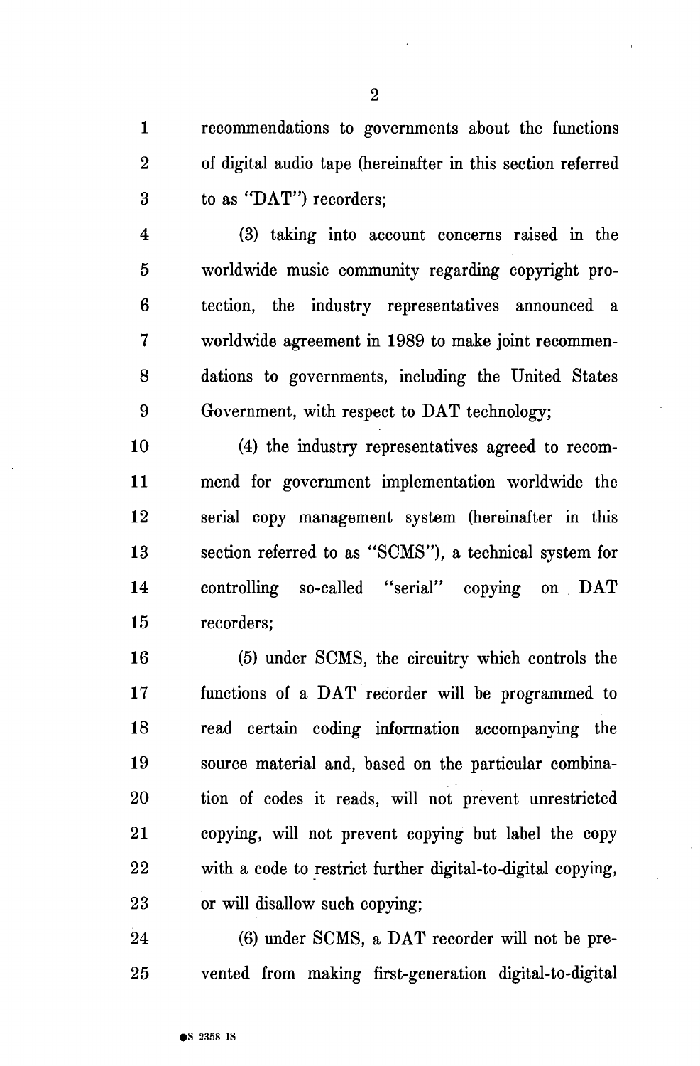recommendations to governments about the functions of digital audio tape (hereinafter in this section referred to as "DAT") recorders;

(3) taking into account concerns raised in the worldwide music community regarding copyright protection, the industry representatives announced a worldwide agreement in 1989 to make joint recommendations to governments, including the United States Government, with respect to DAT technology;

(4) the industry representatives agreed to recommend for government implementation worldwide the serial copy management system (hereinafter in this section referred to as "SCMS"), a technical system for controlling so-called "serial" copying on DAT recorders;

(5) under SCMS, the circuitry which controls the functions of a DAT recorder will be programmed to read certain coding information accompanying the source material and, based on the particular combination of codes it reads, will not prevent unrestricted copying, will not prevent copying but label the copy with a code to restrict further digital-to-digital copying, or will disallow such copying;

(6) under SCMS, a DAT recorder will not be prevented from making first-generation digital-to-digital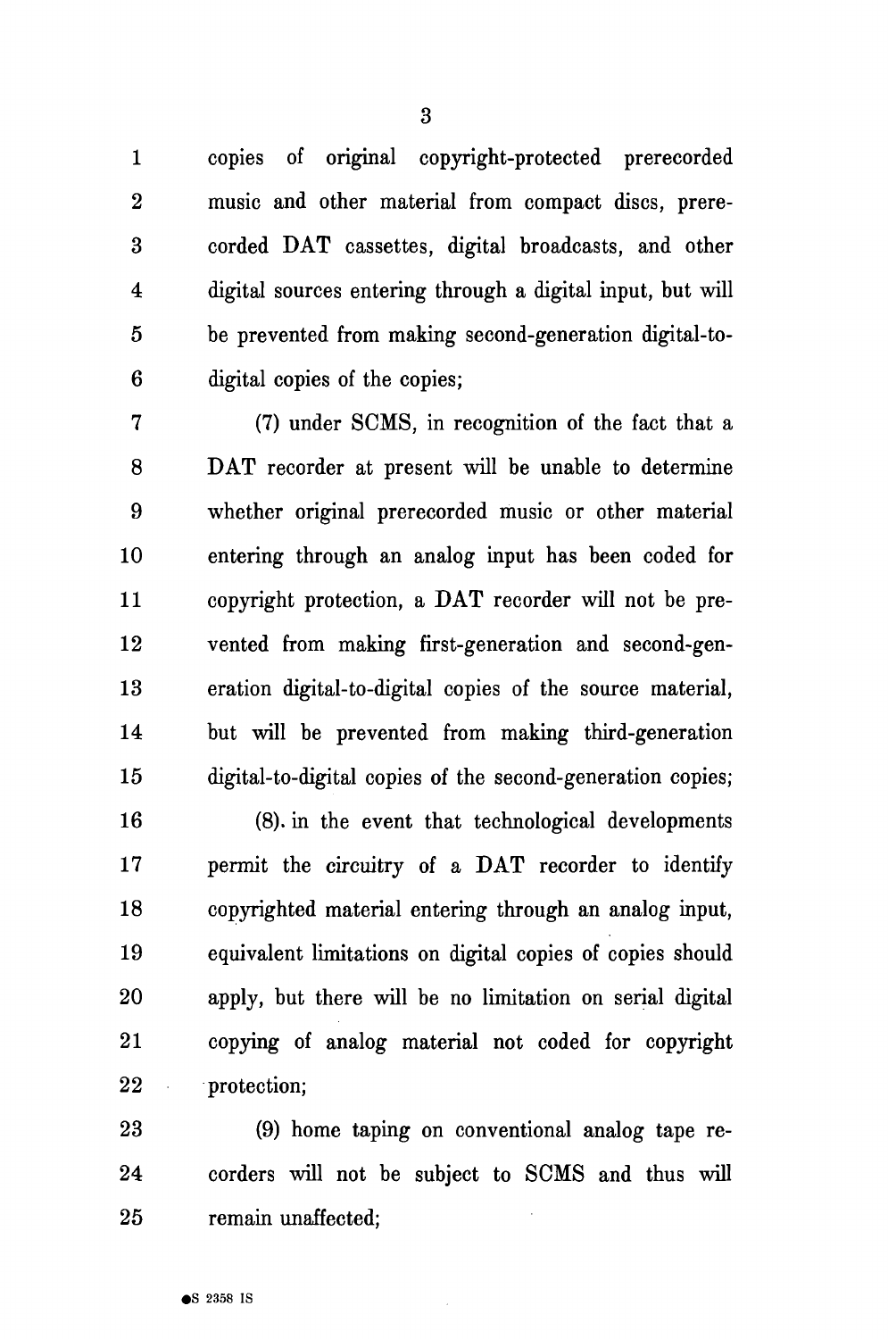copies of original copyright-protected prerecorded music and other material from compact discs, prerecorded DAT cassettes, digital broadcasts, and other digital sources entering through a digital input, but will be prevented from making second-generation digital-to-digital copies of the copies;

(7) under SCMS, in recognition of the fact that a DAT recorder at present will be unable to determine whether original prerecorded music or other material entering through an analog input has been coded for copyright protection, a DAT recorder will not be prevented from making first-generation and second-generation digital-to-digital copies of the source material, but will be prevented from making third-generation digital-to-digital copies of the second-generation copies;

(8). in the event that technological developments permit the circuitry of a DAT recorder to identify copyrighted material entering through an analog input, equivalent limitations on digital copies of copies should apply, but there will be no limitation on serial digital copying of analog material not coded for copyright protection;

(9) home taping on conventional analog tape recorders will not be subject to SCMS and thus will remain unaffected;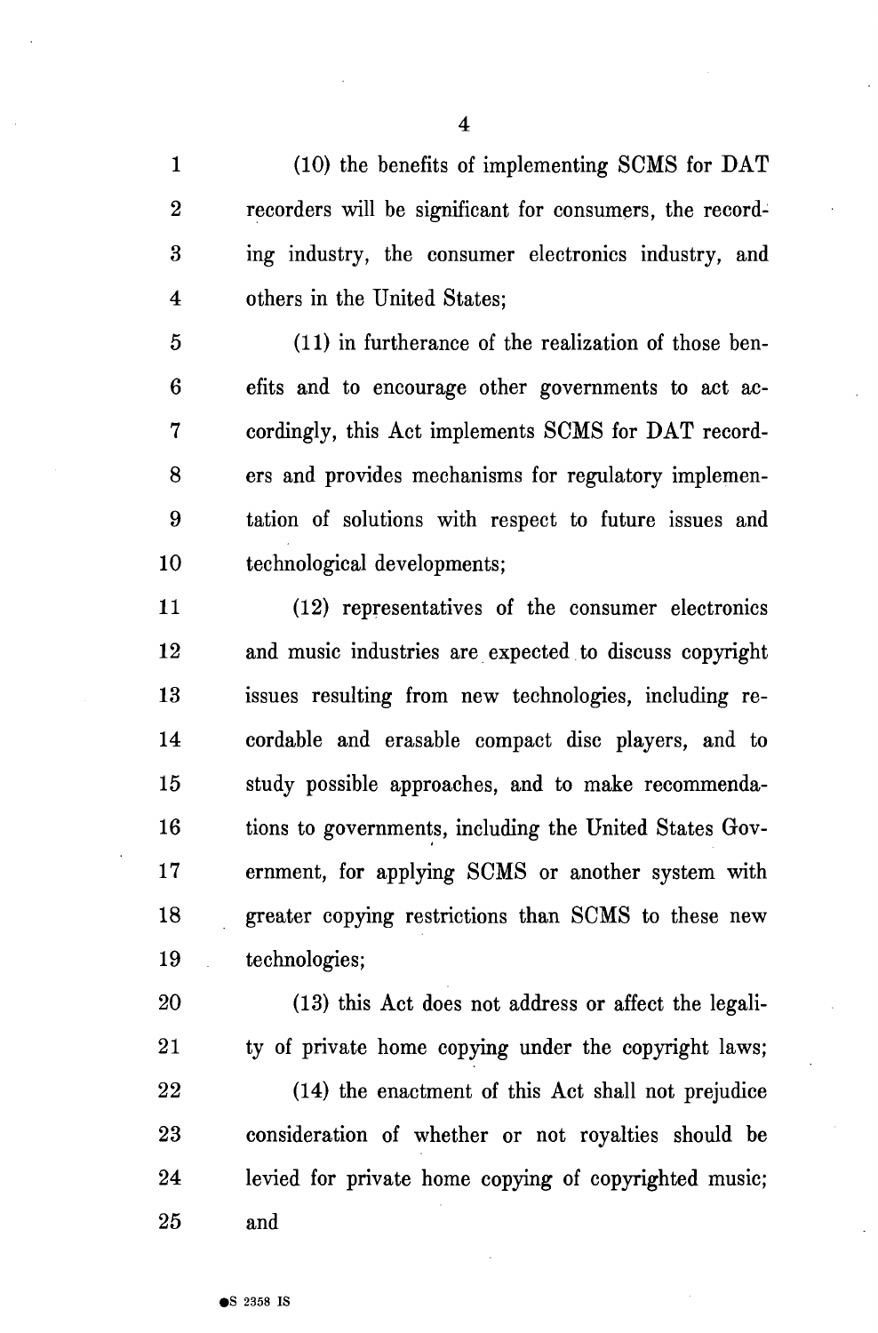(10) the benefits of implementing SCMS for DAT recorders will be significant for consumers, the recording industry, the consumer electronics industry, and others in the United States;

(11) in furtherance of the realization of those benefits and to encourage other governments to act accordingly, this Act implements SCMS for DAT recorders and provides mechanisms for regulatory implementation of solutions with respect to future issues and technological developments;

(12) representatives of the consumer electronics and music industries are expected to discuss copyright issues resulting from new technologies, including recordable and erasable compact disc players, and to study possible approaches, and to make recommendations to governments, including the United States Government, for applying SCMS or another system with greater copying restrictions than SCMS to these new technologies;

(13) this Act does not address or affect the legality of private home copying under the copyright laws;

(14) the enactment of this Act shall not prejudice consideration of whether or not royalties should be levied for private home copying of copyrighted music; and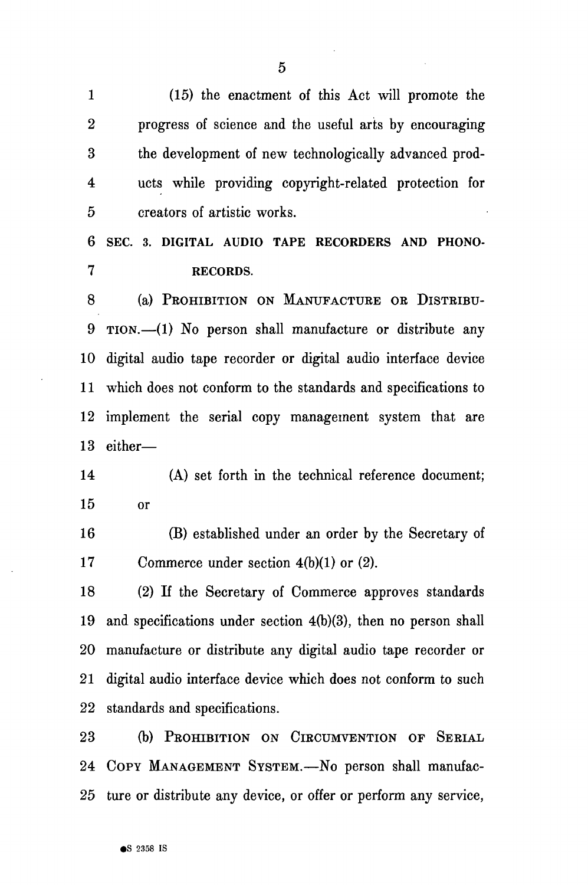(15) the enactment of this Act will promote the progress of science and the useful arts by encouraging the development of new technologically advanced products while providing copyright-related protection for creators of artistic works.

**SEC. 3. DIGITAL AUDIO TAPE RECORDERS AND PHONORECORDS.**

(a) PROHIBITION ON MANUFACTURE OR DISTRIBUTION.—(1) No person shall manufacture or distribute any digital audio tape recorder or digital audio interface device which does not conform to the standards and specifications to implement the serial copy management system that are either—

(A) set forth in the technical reference document; or

(B) established under an order by the Secretary of Commerce under section 4(b)(1) or (2).

(2) If the Secretary of Commerce approves standards and specifications under section 4(b)(3), then no person shall manufacture or distribute any digital audio tape recorder or digital audio interface device which does not conform to such standards and specifications.

(b) PROHIBITION ON CIRCUMVENTION OF SERIAL COPY MANAGEMENT SYSTEM.—No person shall manufacture or distribute any device, or offer or perform any service,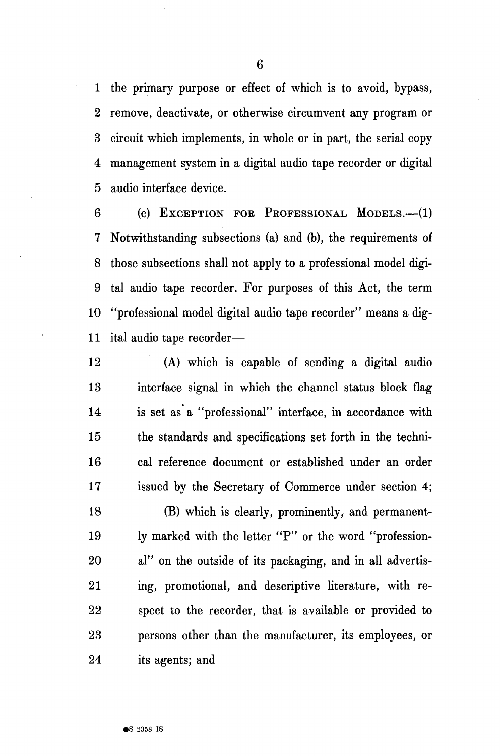the primary purpose or effect of which is to avoid, bypass, remove, deactivate, or otherwise circumvent any program or circuit which implements, in whole or in part, the serial copy management system in a digital audio tape recorder or digital audio interface device.

(c) EXCEPTION FOR PROFESSIONAL MODELS.—(1) Notwithstanding subsections (a) and (b), the requirements of those subsections shall not apply to a professional model digital audio tape recorder. For purposes of this Act, the term "professional model digital audio tape recorder" means a digital audio tape recorder—

(A) which is capable of sending a digital audio interface signal in which the channel status block flag is set as a "professional" interface, in accordance with the standards and specifications set forth in the technical reference document or established under an order issued by the Secretary of Commerce under section 4;

(B) which is clearly, prominently, and permanently marked with the letter "P" or the word "professional" on the outside of its packaging, and in all advertising, promotional, and descriptive literature, with respect to the recorder, that is available or provided to persons other than the manufacturer, its employees, or its agents; and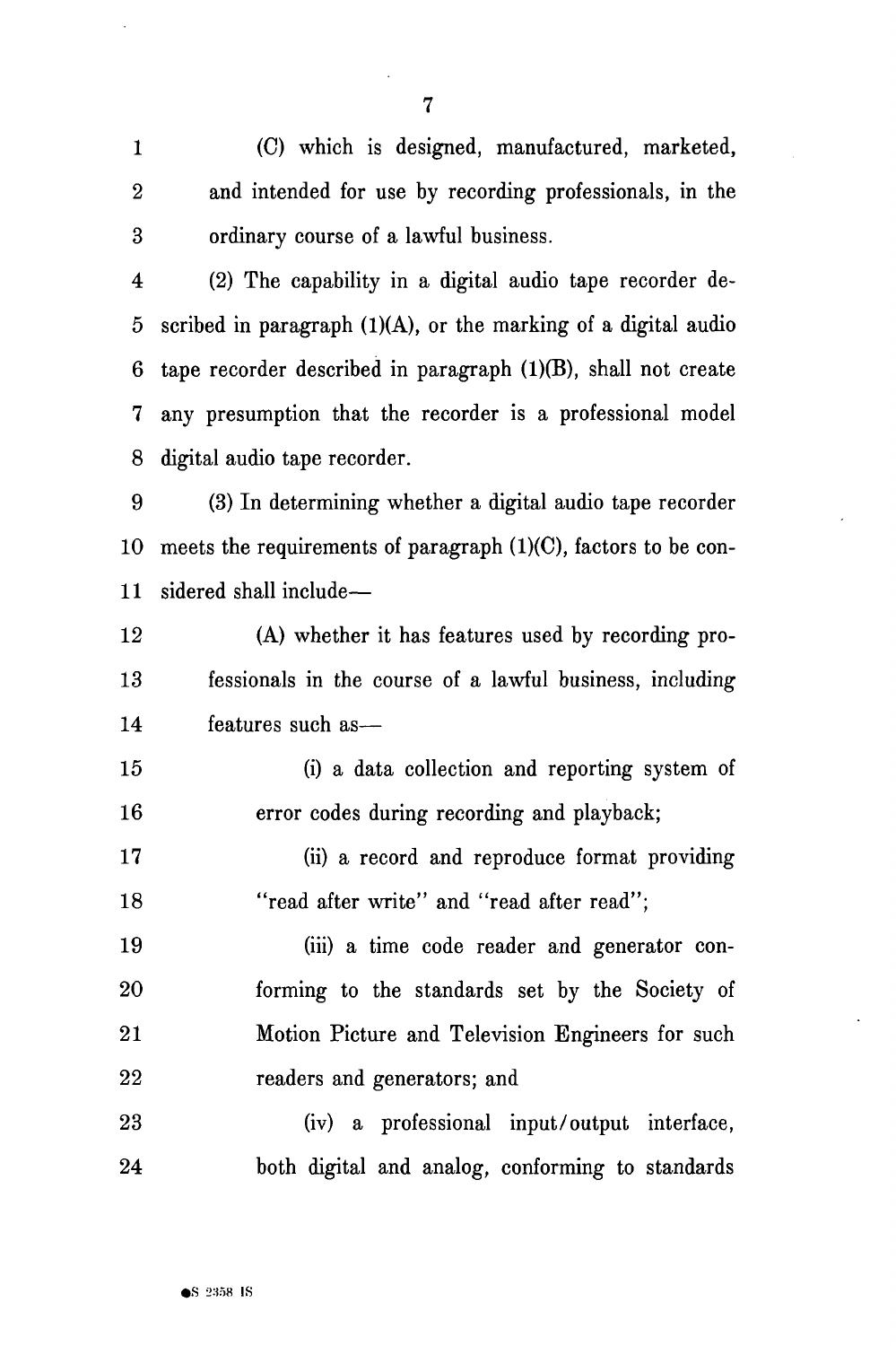(C) which is designed, manufactured, marketed, and intended for use by recording professionals, in the ordinary course of a lawful business.

(2) The capability in a digital audio tape recorder described in paragraph (1)(A), or the marking of a digital audio tape recorder described in paragraph (1)(B), shall not create any presumption that the recorder is a professional model digital audio tape recorder.

(3) In determining whether a digital audio tape recorder meets the requirements of paragraph (1)(C), factors to be considered shall include—

(A) whether it has features used by recording professionals in the course of a lawful business, including features such as—

(i) a data collection and reporting system of error codes during recording and playback;

(ii) a record and reproduce format providing "read after write" and "read after read";

(iii) a time code reader and generator conforming to the standards set by the Society of Motion Picture and Television Engineers for such readers and generators; and

(iv) a professional input/output interface, both digital and analog, conforming to standards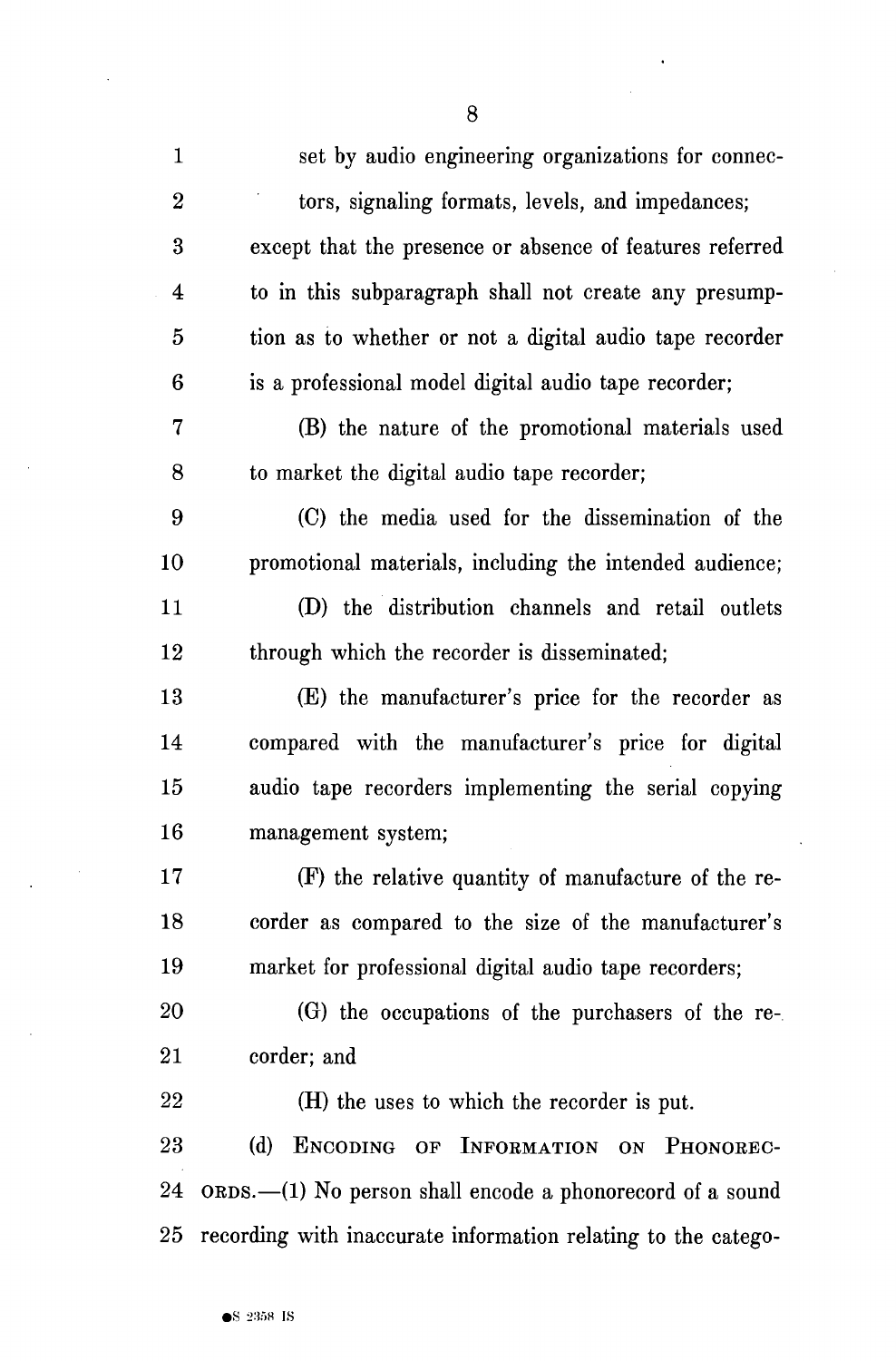set by audio engineering organizations for connectors, signaling formats, levels, and impedances;

except that the presence or absence of features referred to in this subparagraph shall not create any presumption as to whether or not a digital audio tape recorder is a professional model digital audio tape recorder;

(B) the nature of the promotional materials used to market the digital audio tape recorder;

(C) the media used for the dissemination of the promotional materials, including the intended audience;

(D) the distribution channels and retail outlets through which the recorder is disseminated;

(E) the manufacturer's price for the recorder as compared with the manufacturer's price for digital audio tape recorders implementing the serial copying management system;

(F) the relative quantity of manufacture of the recorder as compared to the size of the manufacturer's market for professional digital audio tape recorders;

(G) the occupations of the purchasers of the recorder; and

(H) the uses to which the recorder is put.

(d) ENCODING OF INFORMATION ON PHONORECORDS.—(1) No person shall encode a phonorecord of a sound recording with inaccurate information relating to the catego-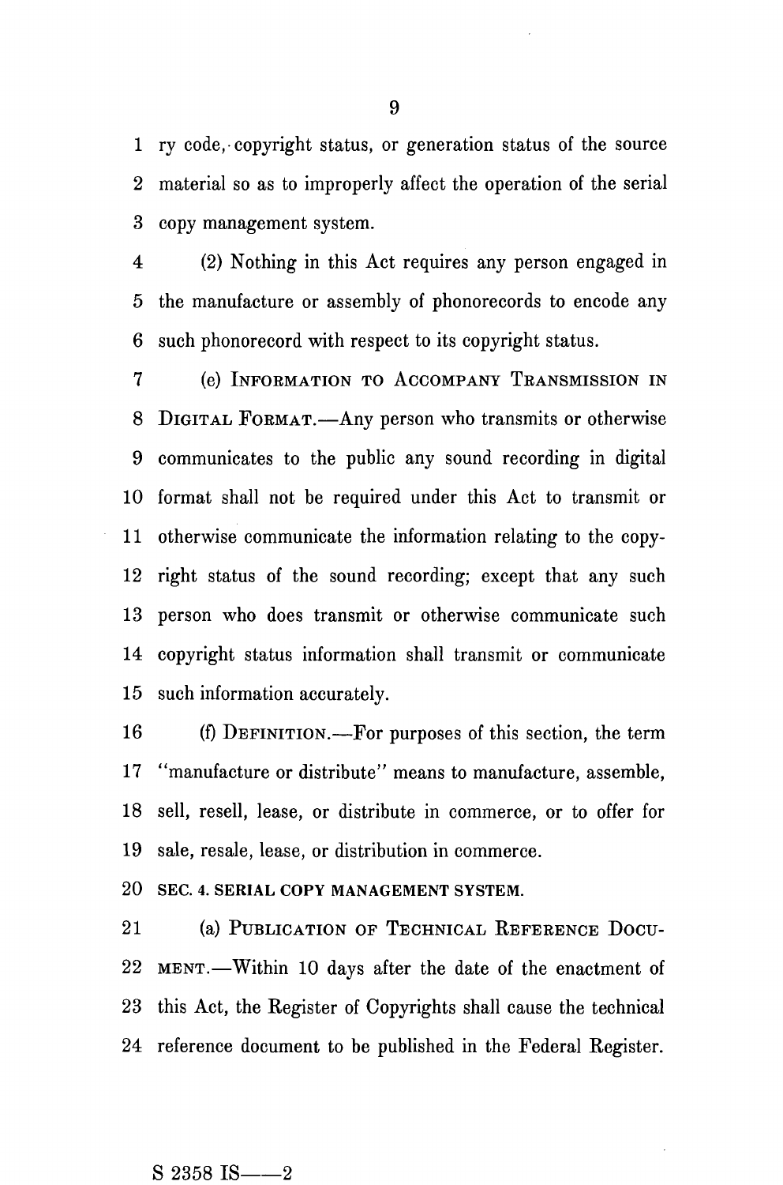ry code, copyright status, or generation status of the source material so as to improperly affect the operation of the serial copy management system.

(2) Nothing in this Act requires any person engaged in the manufacture or assembly of phonorecords to encode any such phonorecord with respect to its copyright status.

(e) INFORMATION TO ACCOMPANY TRANSMISSION IN DIGITAL FORMAT.—Any person who transmits or otherwise communicates to the public any sound recording in digital format shall not be required under this Act to transmit or otherwise communicate the information relating to the copyright status of the sound recording; except that any such person who does transmit or otherwise communicate such copyright status information shall transmit or communicate such information accurately.

(f) DEFINITION.—For purposes of this section, the term "manufacture or distribute" means to manufacture, assemble, sell, resell, lease, or distribute in commerce, or to offer for sale, resale, lease, or distribution in commerce.

## SEC. 4. SERIAL COPY MANAGEMENT SYSTEM.

(a) PUBLICATION OF TECHNICAL REFERENCE DOCUMENT.—Within 10 days after the date of the enactment of this Act, the Register of Copyrights shall cause the technical reference document to be published in the Federal Register.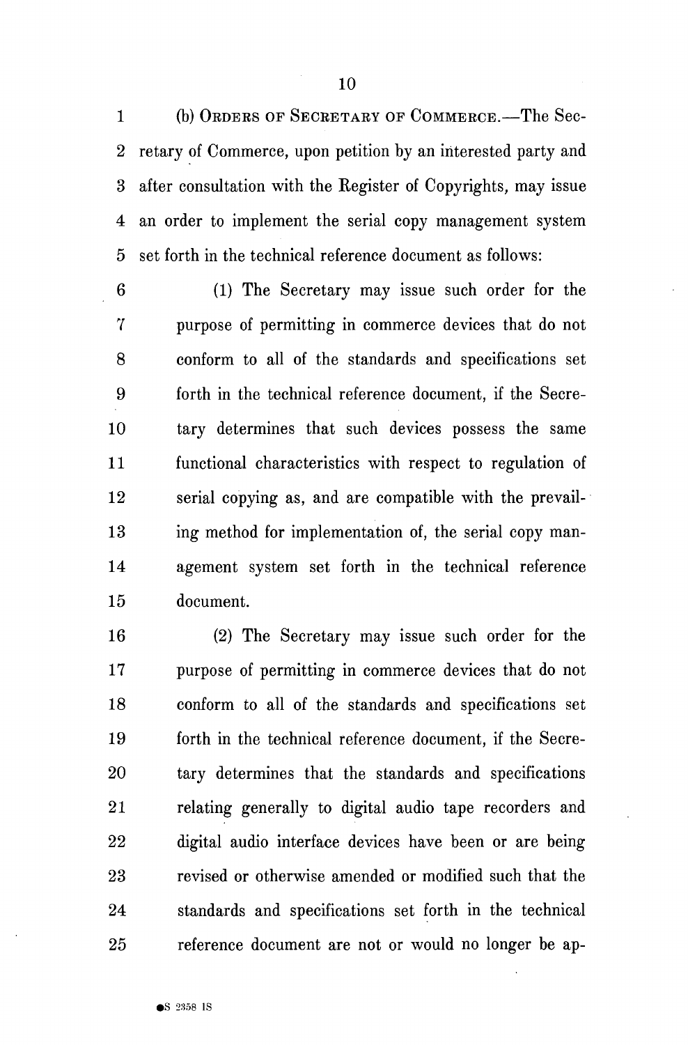(b) ORDERS OF SECRETARY OF COMMERCE.—The Secretary of Commerce, upon petition by an interested party and after consultation with the Register of Copyrights, may issue an order to implement the serial copy management system set forth in the technical reference document as follows:

(1) The Secretary may issue such order for the purpose of permitting in commerce devices that do not conform to all of the standards and specifications set forth in the technical reference document, if the Secretary determines that such devices possess the same functional characteristics with respect to regulation of serial copying as, and are compatible with the prevailing method for implementation of, the serial copy management system set forth in the technical reference document.

(2) The Secretary may issue such order for the purpose of permitting in commerce devices that do not conform to all of the standards and specifications set forth in the technical reference document, if the Secretary determines that the standards and specifications relating generally to digital audio tape recorders and digital audio interface devices have been or are being revised or otherwise amended or modified such that the standards and specifications set forth in the technical reference document are not or would no longer be ap-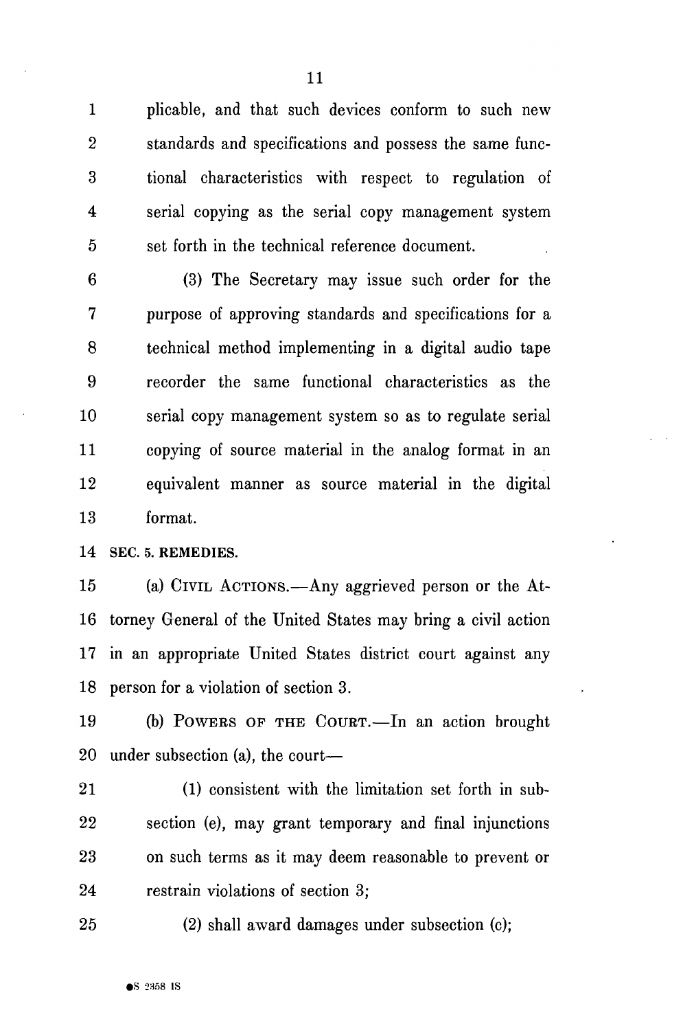plicable, and that such devices conform to such new standards and specifications and possess the same functional characteristics with respect to regulation of serial copying as the serial copy management system set forth in the technical reference document.

(3) The Secretary may issue such order for the purpose of approving standards and specifications for a technical method implementing in a digital audio tape recorder the same functional characteristics as the serial copy management system so as to regulate serial copying of source material in the analog format in an equivalent manner as source material in the digital format.

**SEC. 5. REMEDIES.**

(a) CIVIL ACTIONS.—Any aggrieved person or the Attorney General of the United States may bring a civil action in an appropriate United States district court against any person for a violation of section 3.

(b) POWERS OF THE COURT.—In an action brought under subsection (a), the court—

(1) consistent with the limitation set forth in subsection (e), may grant temporary and final injunctions on such terms as it may deem reasonable to prevent or restrain violations of section 3;

(2) shall award damages under subsection (c);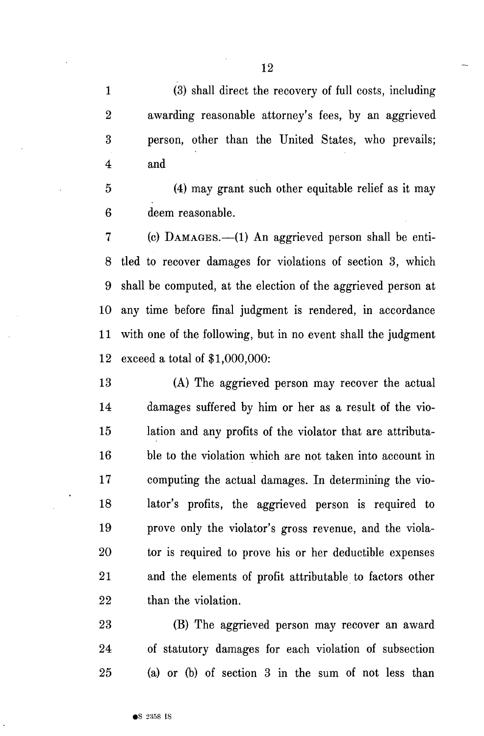(3) shall direct the recovery of full costs, including awarding reasonable attorney's fees, by an aggrieved person, other than the United States, who prevails; and

(4) may grant such other equitable relief as it may deem reasonable.

(c) DAMAGES.—(1) An aggrieved person shall be entitled to recover damages for violations of section 3, which shall be computed, at the election of the aggrieved person at any time before final judgment is rendered, in accordance with one of the following, but in no event shall the judgment exceed a total of $1,000,000:

(A) The aggrieved person may recover the actual damages suffered by him or her as a result of the violation and any profits of the violator that are attributable to the violation which are not taken into account in computing the actual damages. In determining the violator's profits, the aggrieved person is required to prove only the violator's gross revenue, and the violator is required to prove his or her deductible expenses and the elements of profit attributable to factors other than the violation.

(B) The aggrieved person may recover an award of statutory damages for each violation of subsection (a) or (b) of section 3 in the sum of not less than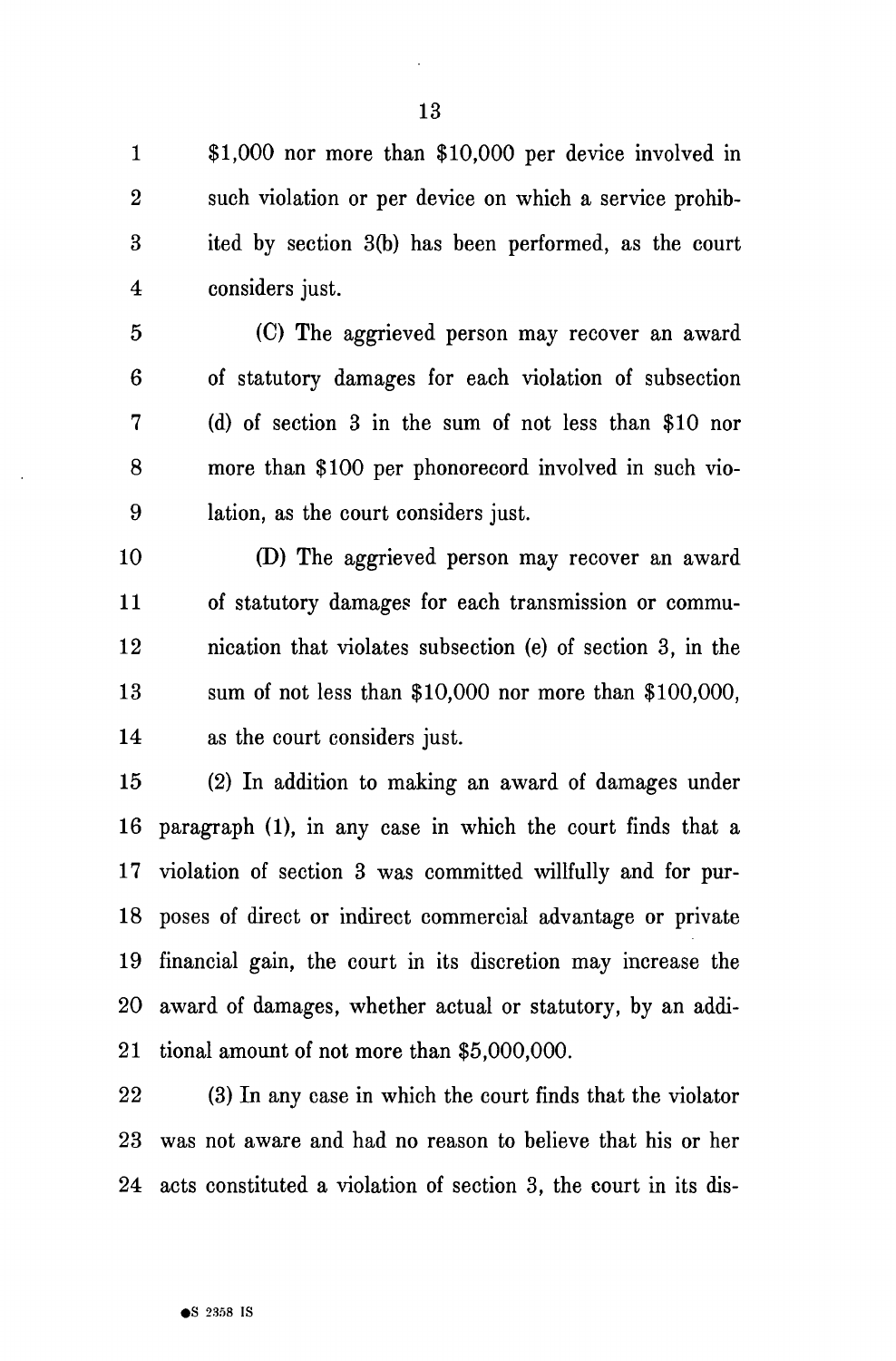$1,000 nor more than $10,000 per device involved in such violation or per device on which a service prohibited by section 3(b) has been performed, as the court considers just.

(C) The aggrieved person may recover an award of statutory damages for each violation of subsection (d) of section 3 in the sum of not less than $10 nor more than $100 per phonorecord involved in such violation, as the court considers just.

(D) The aggrieved person may recover an award of statutory damages for each transmission or communication that violates subsection (e) of section 3, in the sum of not less than $10,000 nor more than $100,000, as the court considers just.

(2) In addition to making an award of damages under paragraph (1), in any case in which the court finds that a violation of section 3 was committed willfully and for purposes of direct or indirect commercial advantage or private financial gain, the court in its discretion may increase the award of damages, whether actual or statutory, by an additional amount of not more than $5,000,000.

(3) In any case in which the court finds that the violator was not aware and had no reason to believe that his or her acts constituted a violation of section 3, the court in its dis-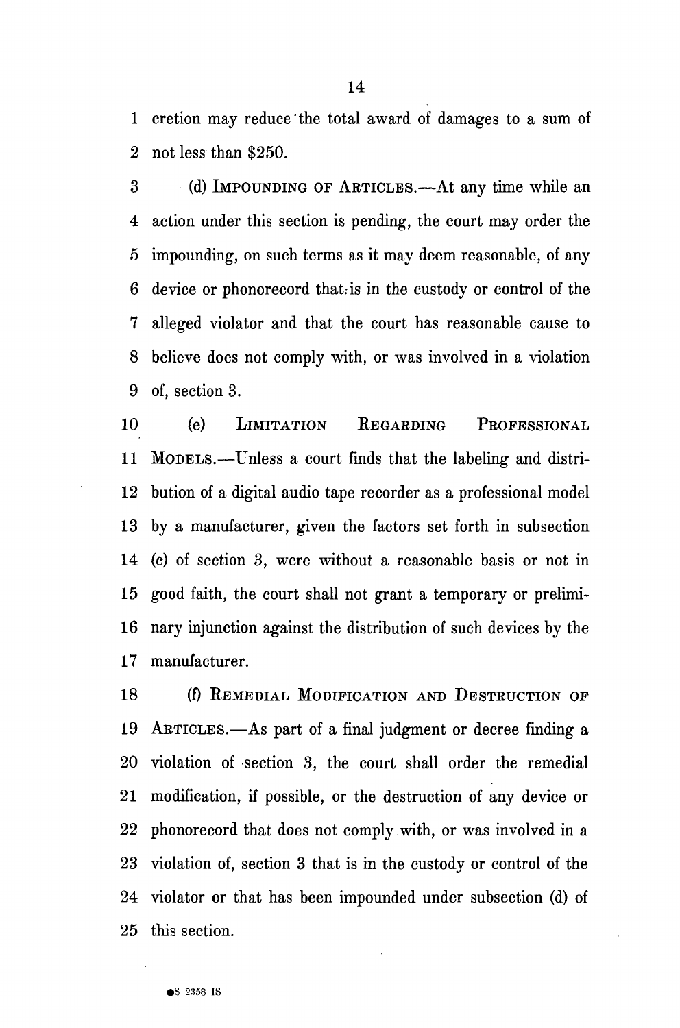cretion may reduce the total award of damages to a sum of not less than $250.

(d) IMPOUNDING OF ARTICLES.—At any time while an action under this section is pending, the court may order the impounding, on such terms as it may deem reasonable, of any device or phonorecord that is in the custody or control of the alleged violator and that the court has reasonable cause to believe does not comply with, or was involved in a violation of, section 3.

(e) LIMITATION REGARDING PROFESSIONAL MODELS.—Unless a court finds that the labeling and distribution of a digital audio tape recorder as a professional model by a manufacturer, given the factors set forth in subsection (c) of section 3, were without a reasonable basis or not in good faith, the court shall not grant a temporary or preliminary injunction against the distribution of such devices by the manufacturer.

(f) REMEDIAL MODIFICATION AND DESTRUCTION OF ARTICLES.—As part of a final judgment or decree finding a violation of section 3, the court shall order the remedial modification, if possible, or the destruction of any device or phonorecord that does not comply with, or was involved in a violation of, section 3 that is in the custody or control of the violator or that has been impounded under subsection (d) of this section.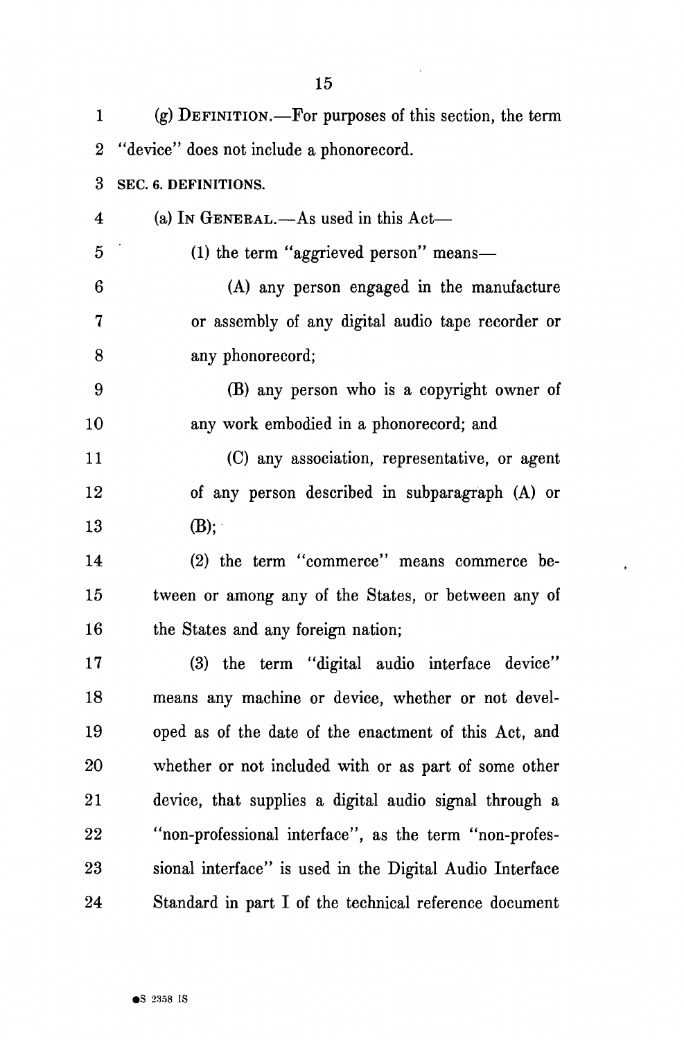(g) DEFINITION.—For purposes of this section, the term "device" does not include a phonorecord.

**SEC. 6. DEFINITIONS.**

(a) IN GENERAL.—As used in this Act—

(1) the term "aggrieved person" means—

(A) any person engaged in the manufacture or assembly of any digital audio tape recorder or any phonorecord;

(B) any person who is a copyright owner of any work embodied in a phonorecord; and

(C) any association, representative, or agent of any person described in subparagraph (A) or (B);

(2) the term "commerce" means commerce between or among any of the States, or between any of the States and any foreign nation;

(3) the term "digital audio interface device" means any machine or device, whether or not developed as of the date of the enactment of this Act, and whether or not included with or as part of some other device, that supplies a digital audio signal through a "non-professional interface", as the term "non-professional interface" is used in the Digital Audio Interface Standard in part I of the technical reference document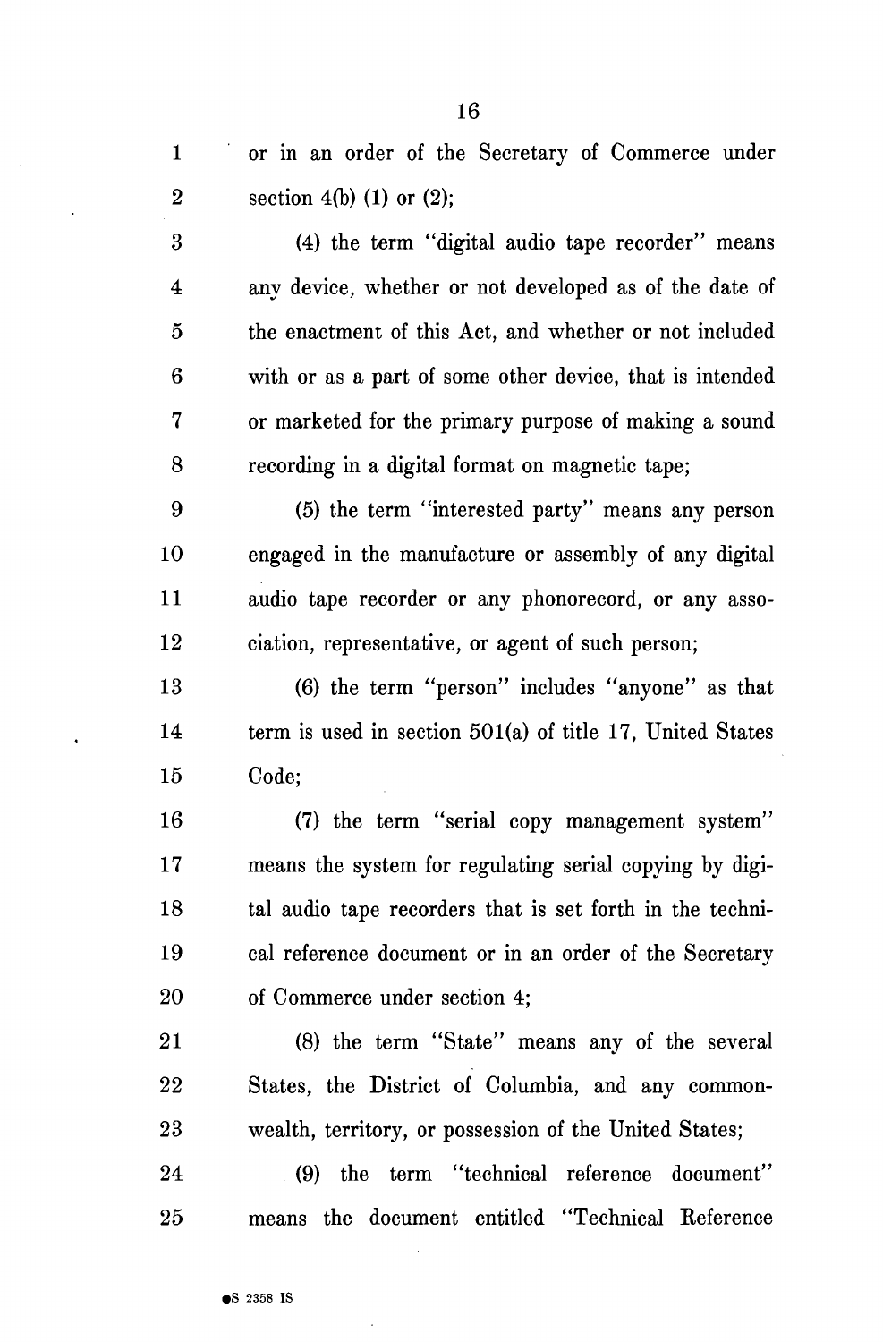or in an order of the Secretary of Commerce under section 4(b) (1) or (2);

(4) the term "digital audio tape recorder" means any device, whether or not developed as of the date of the enactment of this Act, and whether or not included with or as a part of some other device, that is intended or marketed for the primary purpose of making a sound recording in a digital format on magnetic tape;

(5) the term "interested party" means any person engaged in the manufacture or assembly of any digital audio tape recorder or any phonorecord, or any association, representative, or agent of such person;

(6) the term "person" includes "anyone" as that term is used in section 501(a) of title 17, United States Code;

(7) the term "serial copy management system" means the system for regulating serial copying by digital audio tape recorders that is set forth in the technical reference document or in an order of the Secretary of Commerce under section 4;

(8) the term "State" means any of the several States, the District of Columbia, and any commonwealth, territory, or possession of the United States;

(9) the term "technical reference document" means the document entitled "Technical Reference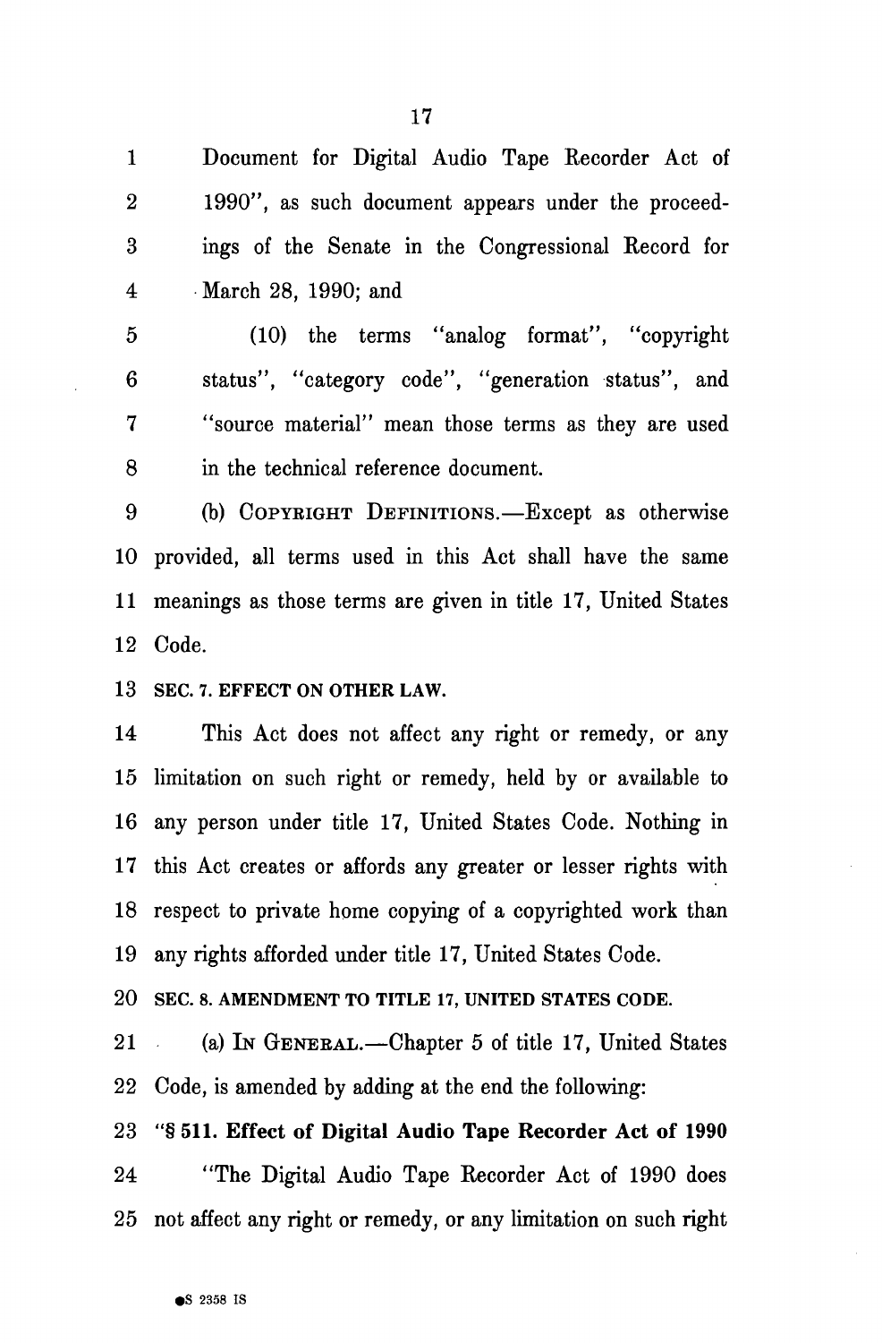Document for Digital Audio Tape Recorder Act of 1990", as such document appears under the proceedings of the Senate in the Congressional Record for March 28, 1990; and

(10) the terms "analog format", "copyright status", "category code", "generation status", and "source material" mean those terms as they are used in the technical reference document.

(b) COPYRIGHT DEFINITIONS.—Except as otherwise provided, all terms used in this Act shall have the same meanings as those terms are given in title 17, United States Code.

**SEC. 7. EFFECT ON OTHER LAW.**

This Act does not affect any right or remedy, or any limitation on such right or remedy, held by or available to any person under title 17, United States Code. Nothing in this Act creates or affords any greater or lesser rights with respect to private home copying of a copyrighted work than any rights afforded under title 17, United States Code.

**SEC. 8. AMENDMENT TO TITLE 17, UNITED STATES CODE.**

(a) IN GENERAL.—Chapter 5 of title 17, United States Code, is amended by adding at the end the following:

**"§ 511. Effect of Digital Audio Tape Recorder Act of 1990**

"The Digital Audio Tape Recorder Act of 1990 does not affect any right or remedy, or any limitation on such right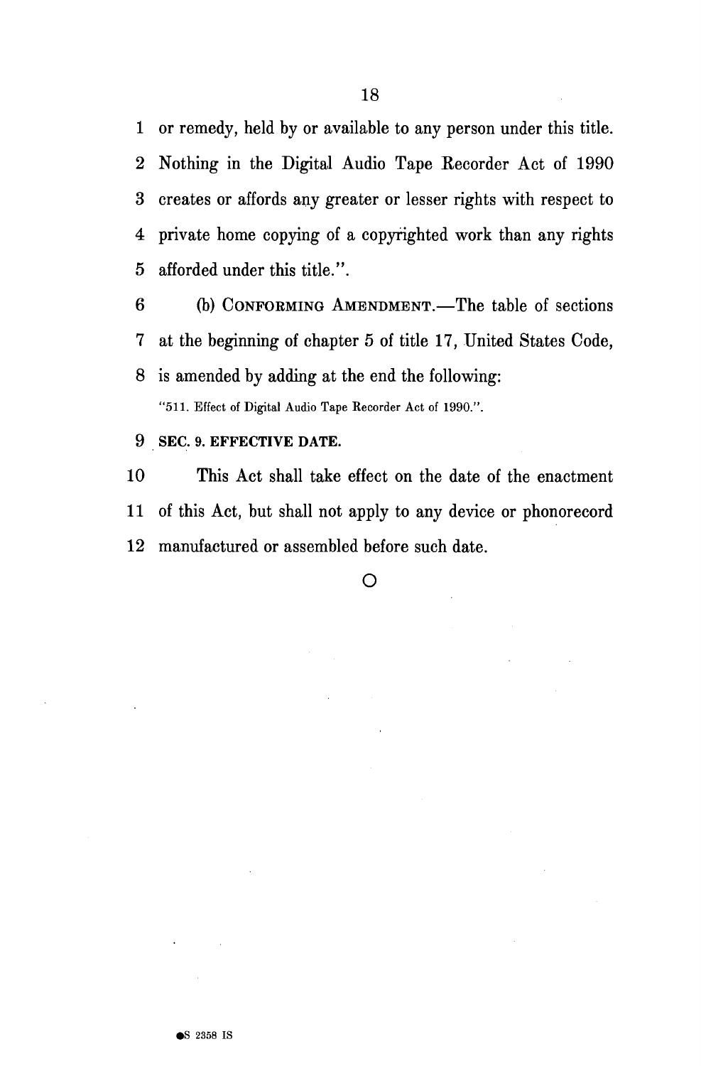or remedy, held by or available to any person under this title. Nothing in the Digital Audio Tape Recorder Act of 1990 creates or affords any greater or lesser rights with respect to private home copying of a copyrighted work than any rights afforded under this title.".

(b) CONFORMING AMENDMENT.—The table of sections at the beginning of chapter 5 of title 17, United States Code, is amended by adding at the end the following:

"511. Effect of Digital Audio Tape Recorder Act of 1990.".

**SEC. 9. EFFECTIVE DATE.**

This Act shall take effect on the date of the enactment of this Act, but shall not apply to any device or phonorecord manufactured or assembled before such date.

O